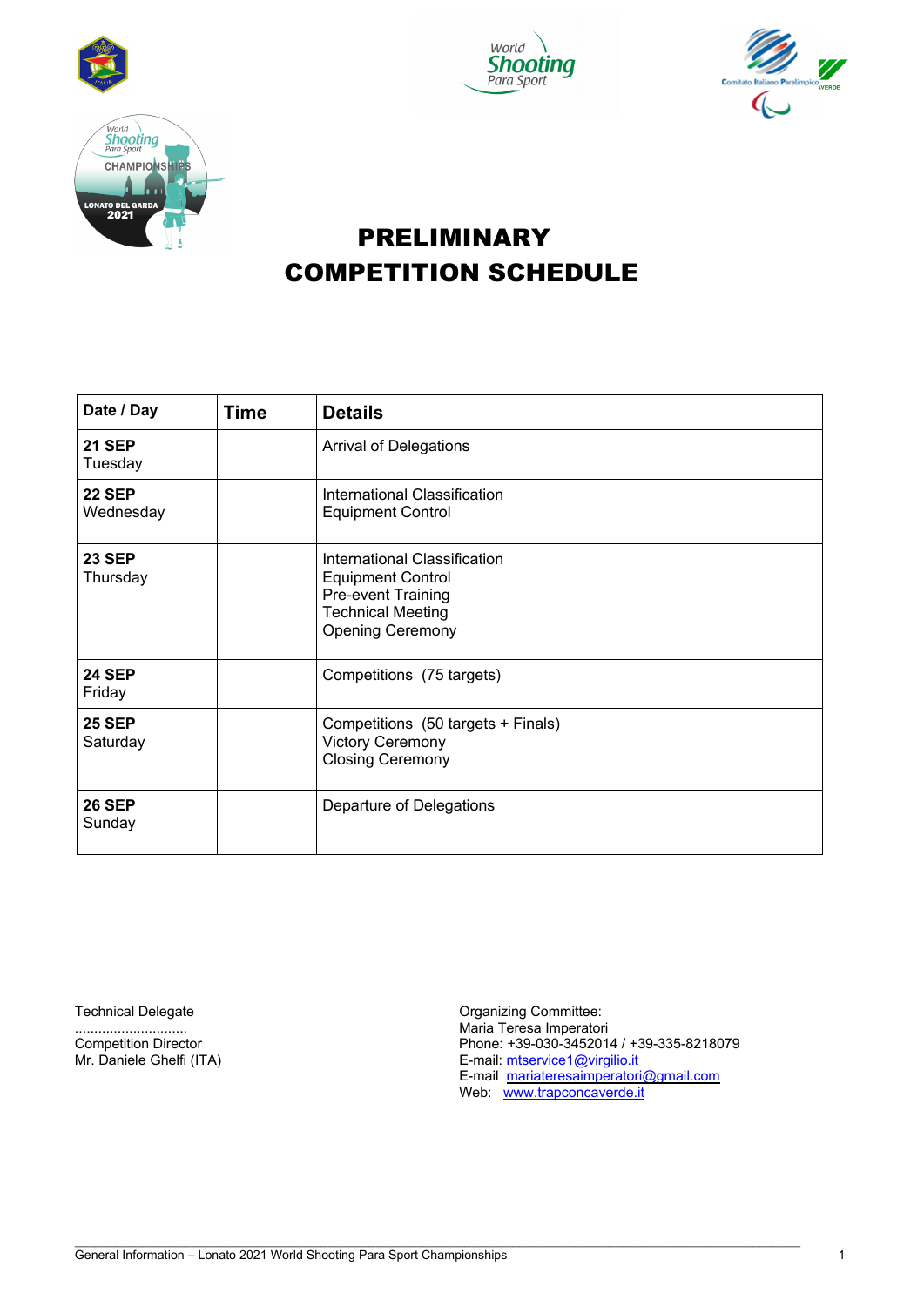# PRELIMINARY COMPETITION SCHEDULE

| Date / Day | Time | Details |
|---|---|---|
| **21 SEP** Tuesday | | Arrival of Delegations |
| **22 SEP** Wednesday | | International Classification<br>Equipment Control |
| **23 SEP** Thursday | | International Classification<br>Equipment Control<br>Pre-event Training<br>Technical Meeting<br>Opening Ceremony |
| **24 SEP** Friday | | Competitions (75 targets) |
| **25 SEP** Saturday | | Competitions (50 targets + Finals)<br>Victory Ceremony<br>Closing Ceremony |
| **26 SEP** Sunday | | Departure of Delegations |

Technical Delegate
.............................
Competition Director
Mr. Daniele Ghelfi (ITA)

Organizing Committee:
Maria Teresa Imperatori
Phone: +39-030-3452014 / +39-335-8218079
E-mail: mtservice1@virgilio.it
E-mail mariateresaimperatori@gmail.com
Web: www.trapconcaverde.it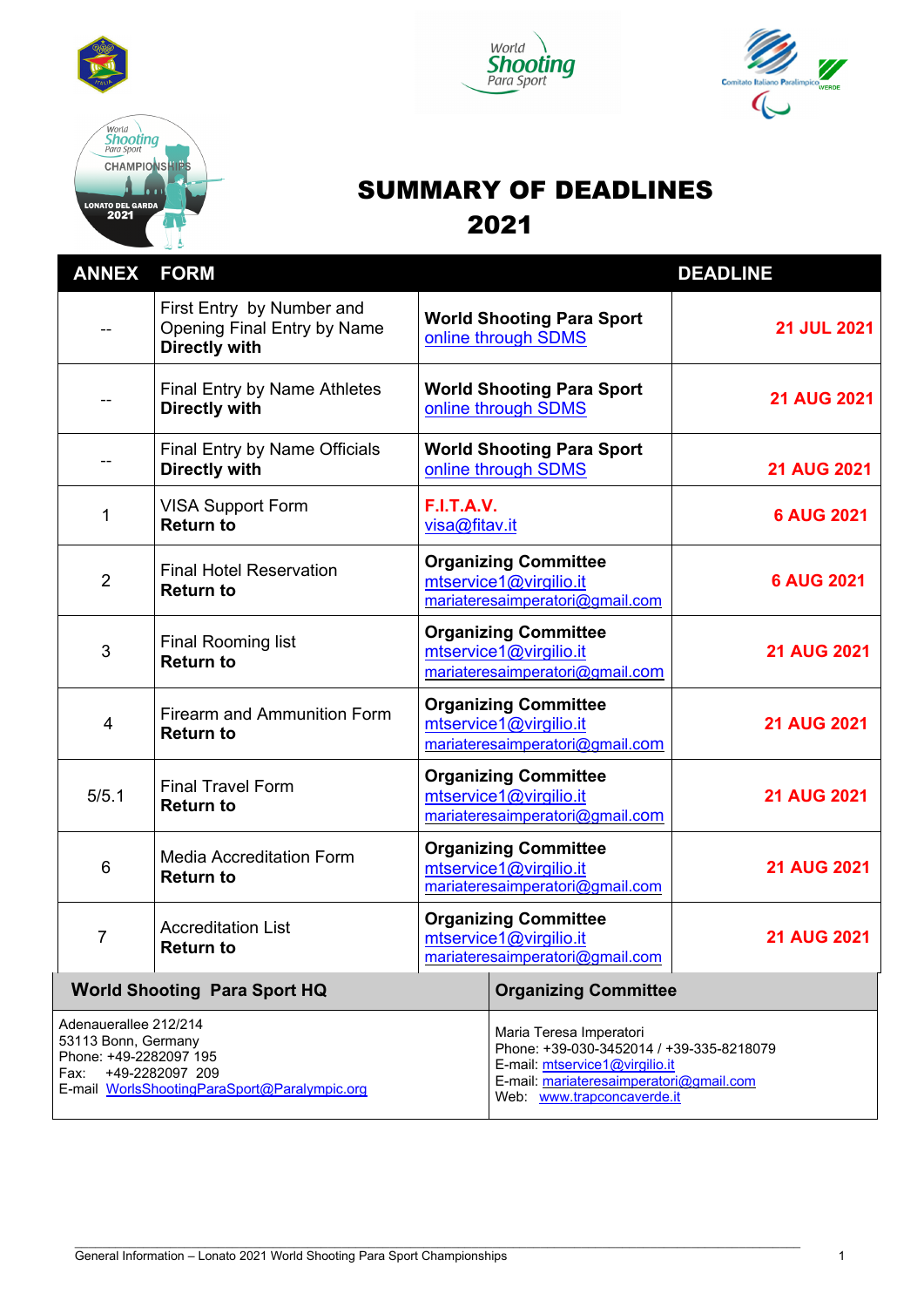# SUMMARY OF DEADLINES 2021

| ANNEX | FORM | | DEADLINE |
|---|---|---|---|
| -- | First Entry by Number and Opening Final Entry by Name **Directly with** | **World Shooting Para Sport** online through SDMS | **21 JUL 2021** |
| -- | Final Entry by Name Athletes **Directly with** | **World Shooting Para Sport** online through SDMS | **21 AUG 2021** |
| -- | Final Entry by Name Officials **Directly with** | **World Shooting Para Sport** online through SDMS | **21 AUG 2021** |
| 1 | VISA Support Form **Return to** | **F.I.T.A.V.** visa@fitav.it | **6 AUG 2021** |
| 2 | Final Hotel Reservation **Return to** | **Organizing Committee** mtservice1@virgilio.it mariateresaimperatori@gmail.com | **6 AUG 2021** |
| 3 | Final Rooming list **Return to** | **Organizing Committee** mtservice1@virgilio.it mariateresaimperatori@gmail.com | **21 AUG 2021** |
| 4 | Firearm and Ammunition Form **Return to** | **Organizing Committee** mtservice1@virgilio.it mariateresaimperatori@gmail.com | **21 AUG 2021** |
| 5/5.1 | Final Travel Form **Return to** | **Organizing Committee** mtservice1@virgilio.it mariateresaimperatori@gmail.com | **21 AUG 2021** |
| 6 | Media Accreditation Form **Return to** | **Organizing Committee** mtservice1@virgilio.it mariateresaimperatori@gmail.com | **21 AUG 2021** |
| 7 | Accreditation List **Return to** | **Organizing Committee** mtservice1@virgilio.it mariateresaimperatori@gmail.com | **21 AUG 2021** |

| **World Shooting Para Sport HQ** | **Organizing Committee** |
|---|---|
| Adenauerallee 212/214<br>53113 Bonn, Germany<br>Phone: +49-2282097 195<br>Fax: +49-2282097 209<br>E-mail WorlsShootingParaSport@Paralympic.org | Maria Teresa Imperatori<br>Phone: +39-030-3452014 / +39-335-8218079<br>E-mail: mtservice1@virgilio.it<br>E-mail: mariateresaimperatori@gmail.com<br>Web: www.trapconcaverde.it |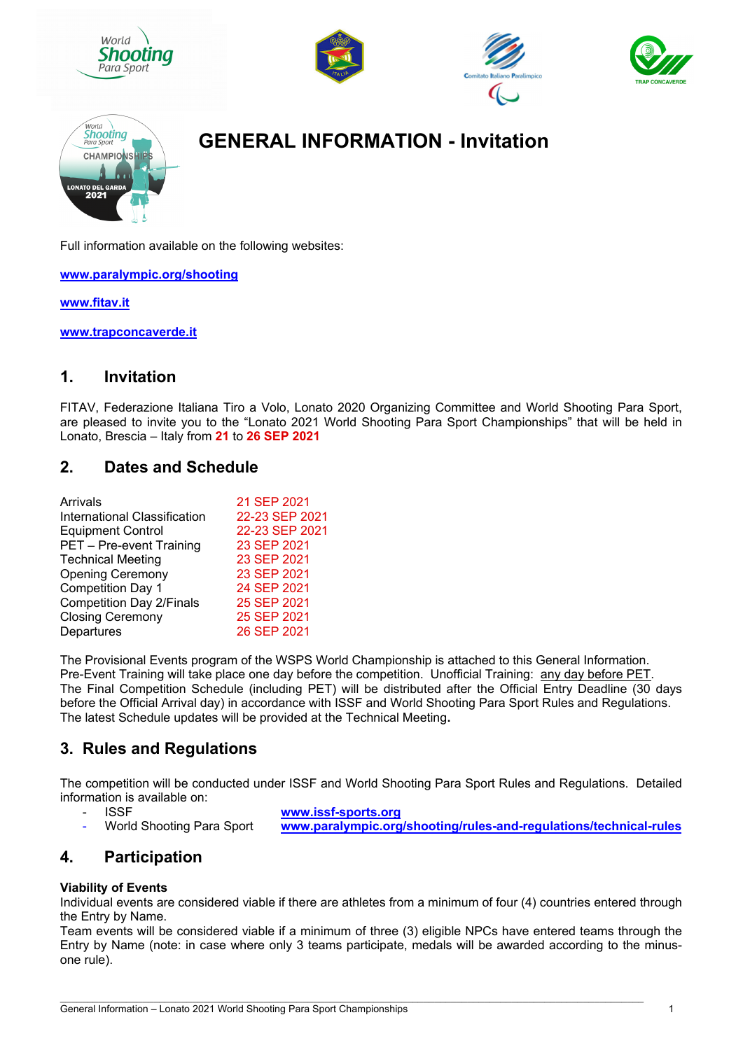# GENERAL INFORMATION - Invitation

Full information available on the following websites:

**www.paralympic.org/shooting**

**www.fitav.it**

**www.trapconcaverde.it**

## 1. Invitation

FITAV, Federazione Italiana Tiro a Volo, Lonato 2020 Organizing Committee and World Shooting Para Sport, are pleased to invite you to the "Lonato 2021 World Shooting Para Sport Championships" that will be held in Lonato, Brescia – Italy from **21** to **26 SEP 2021**

## 2. Dates and Schedule

| | |
|---|---|
| Arrivals | 21 SEP 2021 |
| International Classification | 22-23 SEP 2021 |
| Equipment Control | 22-23 SEP 2021 |
| PET – Pre-event Training | 23 SEP 2021 |
| Technical Meeting | 23 SEP 2021 |
| Opening Ceremony | 23 SEP 2021 |
| Competition Day 1 | 24 SEP 2021 |
| Competition Day 2/Finals | 25 SEP 2021 |
| Closing Ceremony | 25 SEP 2021 |
| Departures | 26 SEP 2021 |

The Provisional Events program of the WSPS World Championship is attached to this General Information.
Pre-Event Training will take place one day before the competition. Unofficial Training: any day before PET.
The Final Competition Schedule (including PET) will be distributed after the Official Entry Deadline (30 days before the Official Arrival day) in accordance with ISSF and World Shooting Para Sport Rules and Regulations.
The latest Schedule updates will be provided at the Technical Meeting**.**

## 3. Rules and Regulations

The competition will be conducted under ISSF and World Shooting Para Sport Rules and Regulations. Detailed information is available on:

- ISSF **www.issf-sports.org**
- World Shooting Para Sport **www.paralympic.org/shooting/rules-and-regulations/technical-rules**

## 4. Participation

**Viability of Events**
Individual events are considered viable if there are athletes from a minimum of four (4) countries entered through the Entry by Name.
Team events will be considered viable if a minimum of three (3) eligible NPCs have entered teams through the Entry by Name (note: in case where only 3 teams participate, medals will be awarded according to the minus-one rule).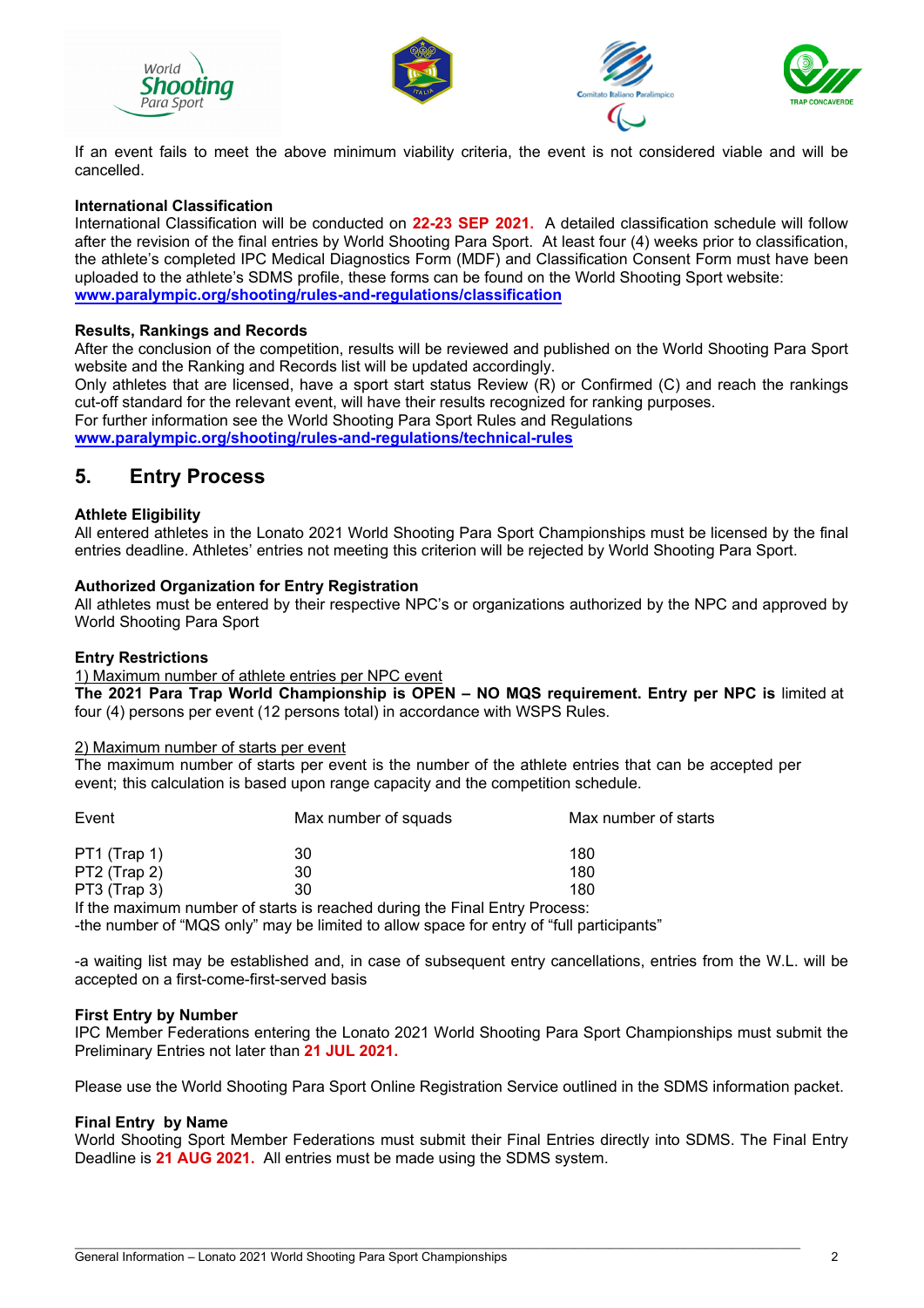If an event fails to meet the above minimum viability criteria, the event is not considered viable and will be cancelled.

**International Classification**

International Classification will be conducted on **22-23 SEP 2021.** A detailed classification schedule will follow after the revision of the final entries by World Shooting Para Sport. At least four (4) weeks prior to classification, the athlete's completed IPC Medical Diagnostics Form (MDF) and Classification Consent Form must have been uploaded to the athlete's SDMS profile, these forms can be found on the World Shooting Sport website:
**www.paralympic.org/shooting/rules-and-regulations/classification**

**Results, Rankings and Records**

After the conclusion of the competition, results will be reviewed and published on the World Shooting Para Sport website and the Ranking and Records list will be updated accordingly.
Only athletes that are licensed, have a sport start status Review (R) or Confirmed (C) and reach the rankings cut-off standard for the relevant event, will have their results recognized for ranking purposes.
For further information see the World Shooting Para Sport Rules and Regulations
**www.paralympic.org/shooting/rules-and-regulations/technical-rules**

## 5. Entry Process

**Athlete Eligibility**

All entered athletes in the Lonato 2021 World Shooting Para Sport Championships must be licensed by the final entries deadline. Athletes' entries not meeting this criterion will be rejected by World Shooting Para Sport.

**Authorized Organization for Entry Registration**

All athletes must be entered by their respective NPC's or organizations authorized by the NPC and approved by World Shooting Para Sport

**Entry Restrictions**

1) Maximum number of athlete entries per NPC event

**The 2021 Para Trap World Championship is OPEN – NO MQS requirement. Entry per NPC is** limited at four (4) persons per event (12 persons total) in accordance with WSPS Rules.

2) Maximum number of starts per event

The maximum number of starts per event is the number of the athlete entries that can be accepted per event; this calculation is based upon range capacity and the competition schedule.

| Event | Max number of squads | Max number of starts |
|---|---|---|
| PT1 (Trap 1) | 30 | 180 |
| PT2 (Trap 2) | 30 | 180 |
| PT3 (Trap 3) | 30 | 180 |

If the maximum number of starts is reached during the Final Entry Process:
-the number of "MQS only" may be limited to allow space for entry of "full participants"

-a waiting list may be established and, in case of subsequent entry cancellations, entries from the W.L. will be accepted on a first-come-first-served basis

**First Entry by Number**

IPC Member Federations entering the Lonato 2021 World Shooting Para Sport Championships must submit the Preliminary Entries not later than **21 JUL 2021.**

Please use the World Shooting Para Sport Online Registration Service outlined in the SDMS information packet.

**Final Entry by Name**

World Shooting Sport Member Federations must submit their Final Entries directly into SDMS. The Final Entry Deadline is **21 AUG 2021.** All entries must be made using the SDMS system.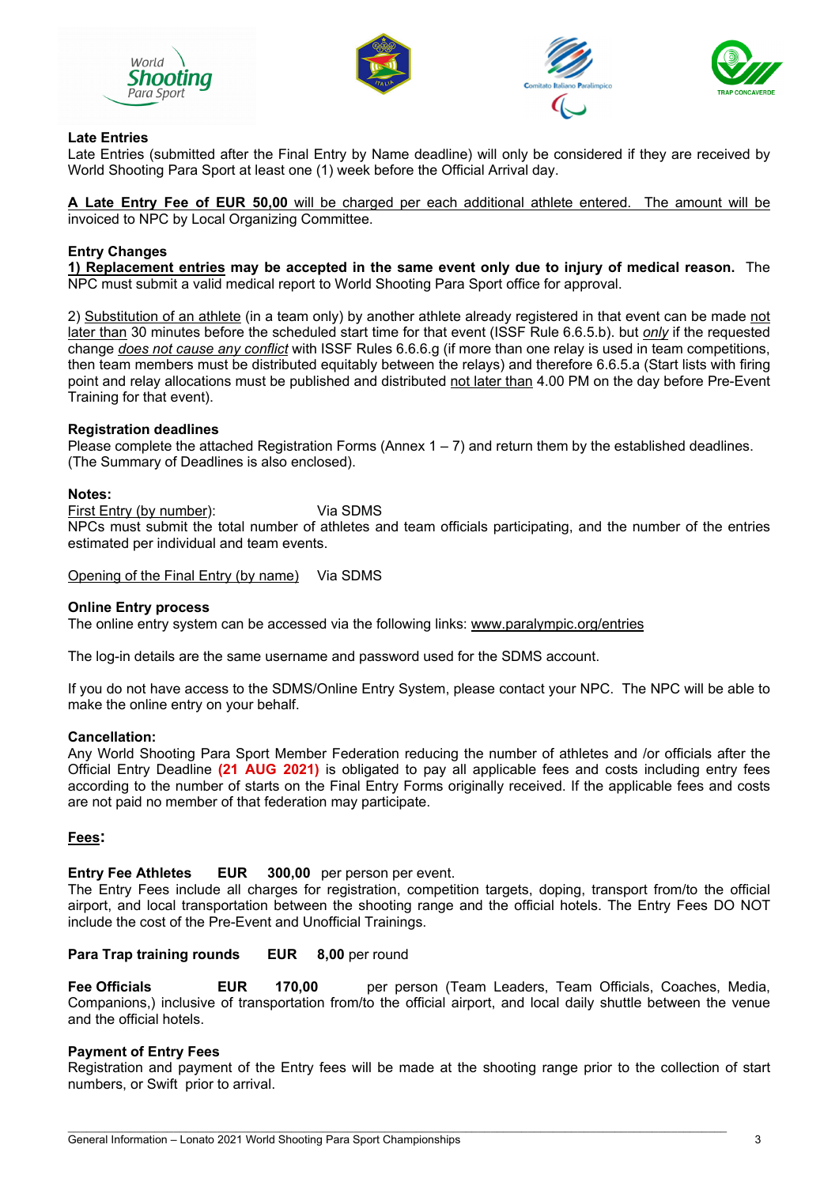**Late Entries**

Late Entries (submitted after the Final Entry by Name deadline) will only be considered if they are received by World Shooting Para Sport at least one (1) week before the Official Arrival day.

**A Late Entry Fee of EUR 50,00** will be charged per each additional athlete entered. The amount will be invoiced to NPC by Local Organizing Committee.

**Entry Changes**

**1) Replacement entries may be accepted in the same event only due to injury of medical reason.** The NPC must submit a valid medical report to World Shooting Para Sport office for approval.

2) Substitution of an athlete (in a team only) by another athlete already registered in that event can be made not later than 30 minutes before the scheduled start time for that event (ISSF Rule 6.6.5.b). but *only* if the requested change *does not cause any conflict* with ISSF Rules 6.6.6.g (if more than one relay is used in team competitions, then team members must be distributed equitably between the relays) and therefore 6.6.5.a (Start lists with firing point and relay allocations must be published and distributed not later than 4.00 PM on the day before Pre-Event Training for that event).

**Registration deadlines**

Please complete the attached Registration Forms (Annex 1 – 7) and return them by the established deadlines. (The Summary of Deadlines is also enclosed).

**Notes:**

First Entry (by number): Via SDMS

NPCs must submit the total number of athletes and team officials participating, and the number of the entries estimated per individual and team events.

Opening of the Final Entry (by name) Via SDMS

**Online Entry process**

The online entry system can be accessed via the following links: www.paralympic.org/entries

The log-in details are the same username and password used for the SDMS account.

If you do not have access to the SDMS/Online Entry System, please contact your NPC. The NPC will be able to make the online entry on your behalf.

**Cancellation:**

Any World Shooting Para Sport Member Federation reducing the number of athletes and /or officials after the Official Entry Deadline **(21 AUG 2021)** is obligated to pay all applicable fees and costs including entry fees according to the number of starts on the Final Entry Forms originally received. If the applicable fees and costs are not paid no member of that federation may participate.

**Fees:**

**Entry Fee Athletes EUR 300,00** per person per event.

The Entry Fees include all charges for registration, competition targets, doping, transport from/to the official airport, and local transportation between the shooting range and the official hotels. The Entry Fees DO NOT include the cost of the Pre-Event and Unofficial Trainings.

**Para Trap training rounds EUR 8,00** per round

**Fee Officials EUR 170,00** per person (Team Leaders, Team Officials, Coaches, Media, Companions,) inclusive of transportation from/to the official airport, and local daily shuttle between the venue and the official hotels.

**Payment of Entry Fees**

Registration and payment of the Entry fees will be made at the shooting range prior to the collection of start numbers, or Swift prior to arrival.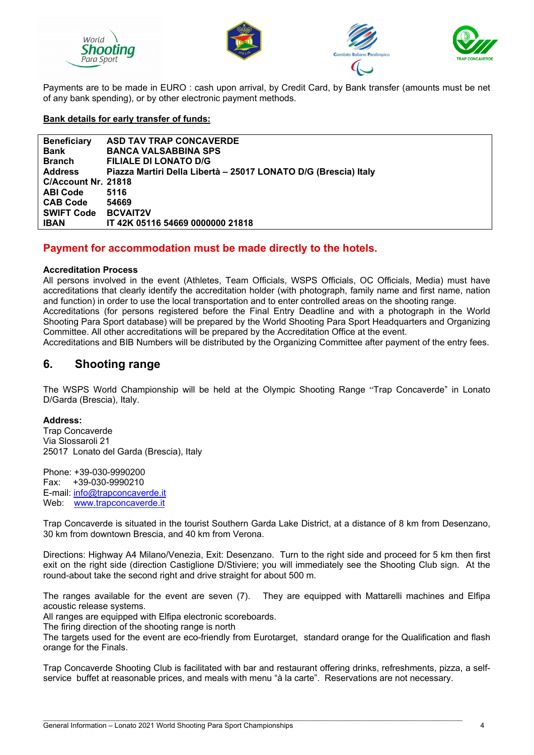Payments are to be made in EURO : cash upon arrival, by Credit Card, by Bank transfer (amounts must be net of any bank spending), or by other electronic payment methods.

**Bank details for early transfer of funds:**

| | |
|---|---|
| **Beneficiary** | **ASD TAV TRAP CONCAVERDE** |
| **Bank** | **BANCA VALSABBINA SPS** |
| **Branch** | **FILIALE DI LONATO D/G** |
| **Address** | **Piazza Martiri Della Libertà – 25017 LONATO D/G (Brescia) Italy** |
| **C/Account Nr.** | **21818** |
| **ABI Code** | **5116** |
| **CAB Code** | **54669** |
| **SWIFT Code** | **BCVAIT2V** |
| **IBAN** | **IT 42K 05116 54669 0000000 21818** |

**Payment for accommodation must be made directly to the hotels.**

**Accreditation Process**

All persons involved in the event (Athletes, Team Officials, WSPS Officials, OC Officials, Media) must have accreditations that clearly identify the accreditation holder (with photograph, family name and first name, nation and function) in order to use the local transportation and to enter controlled areas on the shooting range.
Accreditations (for persons registered before the Final Entry Deadline and with a photograph in the World Shooting Para Sport database) will be prepared by the World Shooting Para Sport Headquarters and Organizing Committee. All other accreditations will be prepared by the Accreditation Office at the event.
Accreditations and BIB Numbers will be distributed by the Organizing Committee after payment of the entry fees.

## 6. Shooting range

The WSPS World Championship will be held at the Olympic Shooting Range "Trap Concaverde" in Lonato D/Garda (Brescia), Italy.

**Address:**
Trap Concaverde
Via Slossaroli 21
25017 Lonato del Garda (Brescia), Italy

Phone: +39-030-9990200
Fax: +39-030-9990210
E-mail: info@trapconcaverde.it
Web: www.trapconcaverde.it

Trap Concaverde is situated in the tourist Southern Garda Lake District, at a distance of 8 km from Desenzano, 30 km from downtown Brescia, and 40 km from Verona.

Directions: Highway A4 Milano/Venezia, Exit: Desenzano. Turn to the right side and proceed for 5 km then first exit on the right side (direction Castiglione D/Stiviere; you will immediately see the Shooting Club sign. At the round-about take the second right and drive straight for about 500 m.

The ranges available for the event are seven (7). They are equipped with Mattarelli machines and Elfipa acoustic release systems.
All ranges are equipped with Elfipa electronic scoreboards.
The firing direction of the shooting range is north
The targets used for the event are eco-friendly from Eurotarget, standard orange for the Qualification and flash orange for the Finals.

Trap Concaverde Shooting Club is facilitated with bar and restaurant offering drinks, refreshments, pizza, a self-service buffet at reasonable prices, and meals with menu "à la carte". Reservations are not necessary.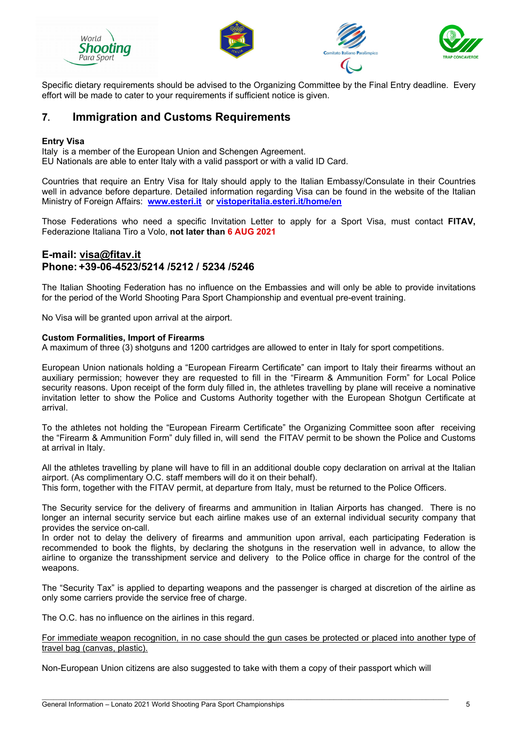Specific dietary requirements should be advised to the Organizing Committee by the Final Entry deadline. Every effort will be made to cater to your requirements if sufficient notice is given.

## 7. Immigration and Customs Requirements

**Entry Visa**
Italy is a member of the European Union and Schengen Agreement.
EU Nationals are able to enter Italy with a valid passport or with a valid ID Card.

Countries that require an Entry Visa for Italy should apply to the Italian Embassy/Consulate in their Countries well in advance before departure. Detailed information regarding Visa can be found in the website of the Italian Ministry of Foreign Affairs: **www.esteri.it** or **vistoperitalia.esteri.it/home/en**

Those Federations who need a specific Invitation Letter to apply for a Sport Visa, must contact **FITAV,** Federazione Italiana Tiro a Volo, **not later than 6 AUG 2021**

### E-mail: visa@fitav.it
### Phone: +39-06-4523/5214 /5212 / 5234 /5246

The Italian Shooting Federation has no influence on the Embassies and will only be able to provide invitations for the period of the World Shooting Para Sport Championship and eventual pre-event training.

No Visa will be granted upon arrival at the airport.

**Custom Formalities, Import of Firearms**
A maximum of three (3) shotguns and 1200 cartridges are allowed to enter in Italy for sport competitions.

European Union nationals holding a “European Firearm Certificate” can import to Italy their firearms without an auxiliary permission; however they are requested to fill in the “Firearm & Ammunition Form” for Local Police security reasons. Upon receipt of the form duly filled in, the athletes travelling by plane will receive a nominative invitation letter to show the Police and Customs Authority together with the European Shotgun Certificate at arrival.

To the athletes not holding the “European Firearm Certificate” the Organizing Committee soon after receiving the “Firearm & Ammunition Form” duly filled in, will send the FITAV permit to be shown the Police and Customs at arrival in Italy.

All the athletes travelling by plane will have to fill in an additional double copy declaration on arrival at the Italian airport. (As complimentary O.C. staff members will do it on their behalf).
This form, together with the FITAV permit, at departure from Italy, must be returned to the Police Officers.

The Security service for the delivery of firearms and ammunition in Italian Airports has changed. There is no longer an internal security service but each airline makes use of an external individual security company that provides the service on-call.
In order not to delay the delivery of firearms and ammunition upon arrival, each participating Federation is recommended to book the flights, by declaring the shotguns in the reservation well in advance, to allow the airline to organize the transshipment service and delivery to the Police office in charge for the control of the weapons.

The “Security Tax” is applied to departing weapons and the passenger is charged at discretion of the airline as only some carriers provide the service free of charge.

The O.C. has no influence on the airlines in this regard.

For immediate weapon recognition, in no case should the gun cases be protected or placed into another type of travel bag (canvas, plastic).

Non-European Union citizens are also suggested to take with them a copy of their passport which will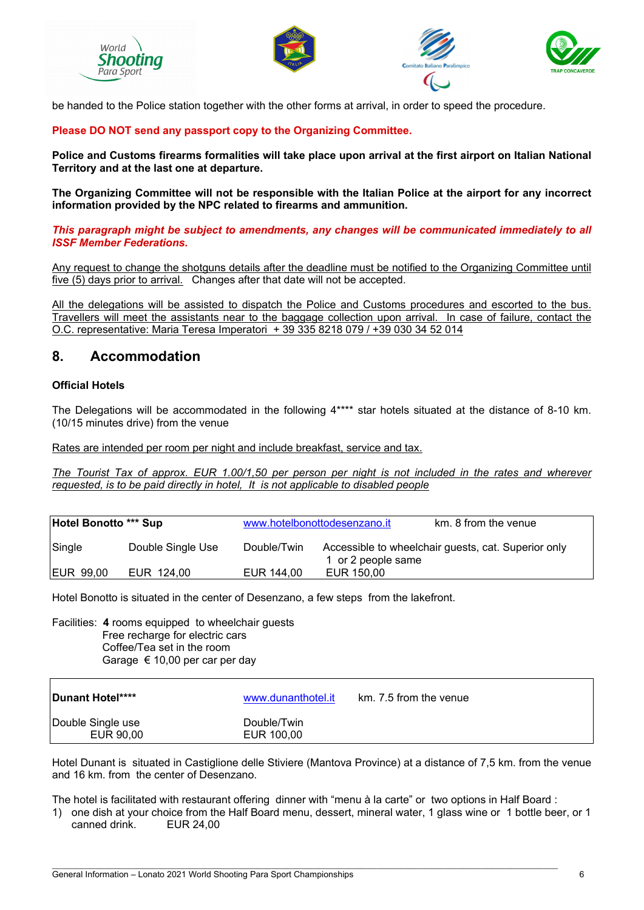be handed to the Police station together with the other forms at arrival, in order to speed the procedure.

**Please DO NOT send any passport copy to the Organizing Committee.**

**Police and Customs firearms formalities will take place upon arrival at the first airport on Italian National Territory and at the last one at departure.**

**The Organizing Committee will not be responsible with the Italian Police at the airport for any incorrect information provided by the NPC related to firearms and ammunition.**

***This paragraph might be subject to amendments, any changes will be communicated immediately to all ISSF Member Federations.***

Any request to change the shotguns details after the deadline must be notified to the Organizing Committee until five (5) days prior to arrival. Changes after that date will not be accepted.

All the delegations will be assisted to dispatch the Police and Customs procedures and escorted to the bus. Travellers will meet the assistants near to the baggage collection upon arrival. In case of failure, contact the O.C. representative: Maria Teresa Imperatori + 39 335 8218 079 / +39 030 34 52 014

## 8. Accommodation

**Official Hotels**

The Delegations will be accommodated in the following 4**** star hotels situated at the distance of 8-10 km. (10/15 minutes drive) from the venue

Rates are intended per room per night and include breakfast, service and tax.

*The Tourist Tax of approx. EUR 1.00/1,50 per person per night is not included in the rates and wherever requested, is to be paid directly in hotel, It is not applicable to disabled people*

| **Hotel Bonotto *** Sup** | | www.hotelbonottodesenzano.it | km. 8 from the venue |
|---|---|---|---|
| Single | Double Single Use | Double/Twin | Accessible to wheelchair guests, cat. Superior only 1 or 2 people same |
| EUR 99,00 | EUR 124,00 | EUR 144,00 | EUR 150,00 |

Hotel Bonotto is situated in the center of Desenzano, a few steps from the lakefront.

Facilities: **4** rooms equipped to wheelchair guests
Free recharge for electric cars
Coffee/Tea set in the room
Garage € 10,00 per car per day

| **Dunant Hotel****** | www.dunanthotel.it | km. 7.5 from the venue |
|---|---|---|
| Double Single use EUR 90,00 | Double/Twin EUR 100,00 | |

Hotel Dunant is situated in Castiglione delle Stiviere (Mantova Province) at a distance of 7,5 km. from the venue and 16 km. from the center of Desenzano.

The hotel is facilitated with restaurant offering dinner with "menu à la carte" or two options in Half Board :

1) one dish at your choice from the Half Board menu, dessert, mineral water, 1 glass wine or 1 bottle beer, or 1 canned drink. EUR 24,00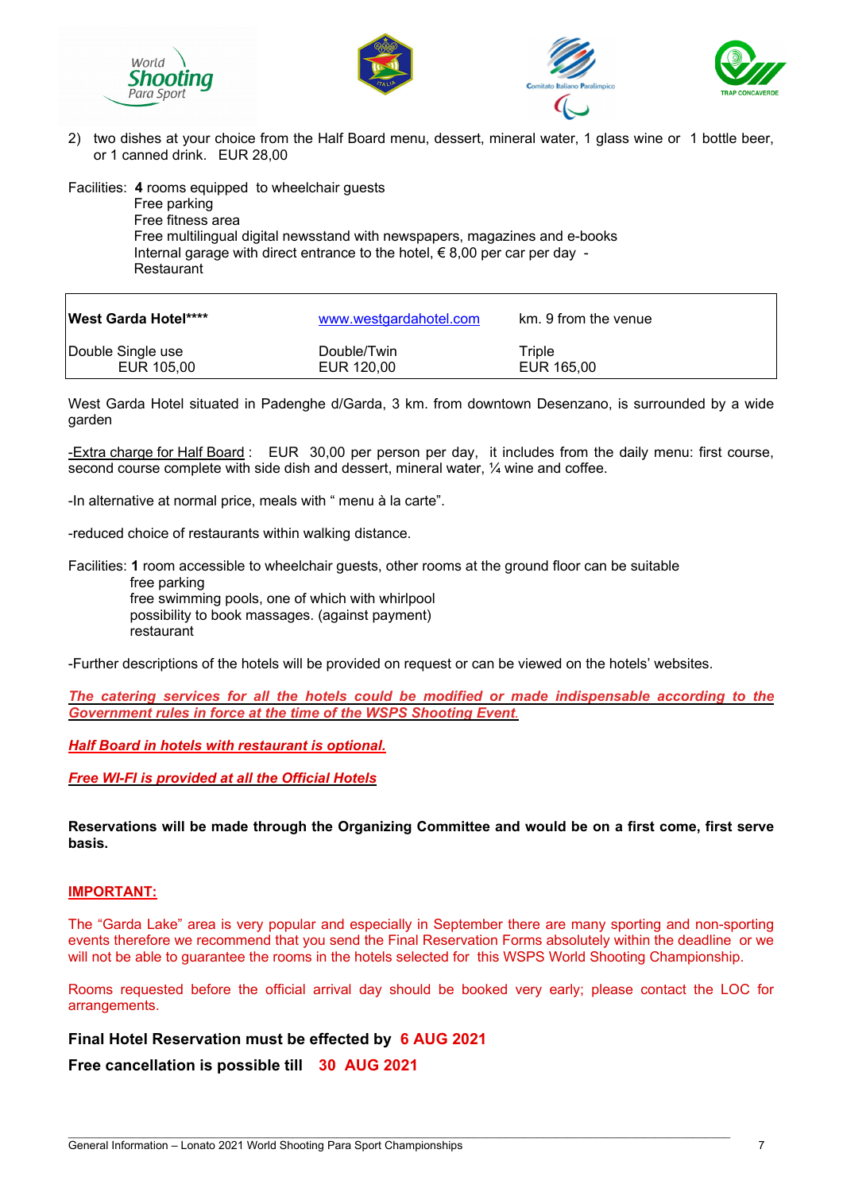2) two dishes at your choice from the Half Board menu, dessert, mineral water, 1 glass wine or 1 bottle beer, or 1 canned drink. EUR 28,00

Facilities: **4** rooms equipped to wheelchair guests
Free parking
Free fitness area
Free multilingual digital newsstand with newspapers, magazines and e-books
Internal garage with direct entrance to the hotel, € 8,00 per car per day -
Restaurant

| **West Garda Hotel\*\*\*\*** | www.westgardahotel.com | km. 9 from the venue |
|---|---|---|
| Double Single use EUR 105,00 | Double/Twin EUR 120,00 | Triple EUR 165,00 |

West Garda Hotel situated in Padenghe d/Garda, 3 km. from downtown Desenzano, is surrounded by a wide garden

-Extra charge for Half Board : EUR 30,00 per person per day, it includes from the daily menu: first course, second course complete with side dish and dessert, mineral water, ¼ wine and coffee.

-In alternative at normal price, meals with " menu à la carte".

-reduced choice of restaurants within walking distance.

Facilities: **1** room accessible to wheelchair guests, other rooms at the ground floor can be suitable
free parking
free swimming pools, one of which with whirlpool
possibility to book massages. (against payment)
restaurant

-Further descriptions of the hotels will be provided on request or can be viewed on the hotels' websites.

***The catering services for all the hotels could be modified or made indispensable according to the Government rules in force at the time of the WSPS Shooting Event.***

***Half Board in hotels with restaurant is optional.***

***Free WI-FI is provided at all the Official Hotels***

**Reservations will be made through the Organizing Committee and would be on a first come, first serve basis.**

**IMPORTANT:**

The "Garda Lake" area is very popular and especially in September there are many sporting and non-sporting events therefore we recommend that you send the Final Reservation Forms absolutely within the deadline or we will not be able to guarantee the rooms in the hotels selected for this WSPS World Shooting Championship.

Rooms requested before the official arrival day should be booked very early; please contact the LOC for arrangements.

**Final Hotel Reservation must be effected by 6 AUG 2021**

**Free cancellation is possible till 30 AUG 2021**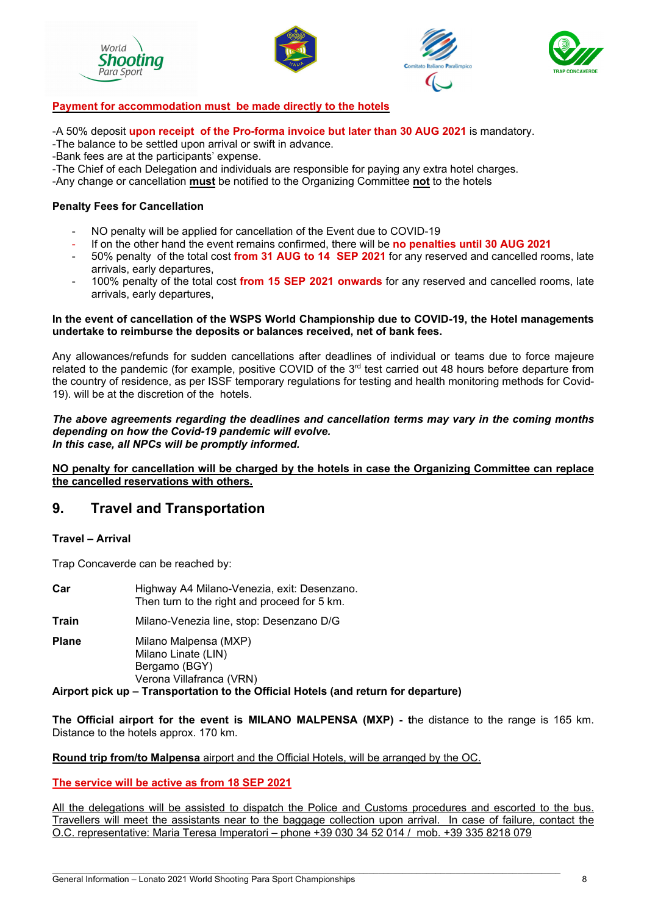**Payment for accommodation must be made directly to the hotels**

-A 50% deposit **upon receipt of the Pro-forma invoice but later than 30 AUG 2021** is mandatory.
-The balance to be settled upon arrival or swift in advance.
-Bank fees are at the participants' expense.
-The Chief of each Delegation and individuals are responsible for paying any extra hotel charges.
-Any change or cancellation **must** be notified to the Organizing Committee **not** to the hotels

**Penalty Fees for Cancellation**

- NO penalty will be applied for cancellation of the Event due to COVID-19
- If on the other hand the event remains confirmed, there will be **no penalties until 30 AUG 2021**
- 50% penalty of the total cost **from 31 AUG to 14 SEP 2021** for any reserved and cancelled rooms, late arrivals, early departures,
- 100% penalty of the total cost **from 15 SEP 2021 onwards** for any reserved and cancelled rooms, late arrivals, early departures,

**In the event of cancellation of the WSPS World Championship due to COVID-19, the Hotel managements undertake to reimburse the deposits or balances received, net of bank fees.**

Any allowances/refunds for sudden cancellations after deadlines of individual or teams due to force majeure related to the pandemic (for example, positive COVID of the 3rd test carried out 48 hours before departure from the country of residence, as per ISSF temporary regulations for testing and health monitoring methods for Covid-19). will be at the discretion of the hotels.

***The above agreements regarding the deadlines and cancellation terms may vary in the coming months depending on how the Covid-19 pandemic will evolve.***
***In this case, all NPCs will be promptly informed.***

**NO penalty for cancellation will be charged by the hotels in case the Organizing Committee can replace the cancelled reservations with others.**

## 9. Travel and Transportation

**Travel – Arrival**

Trap Concaverde can be reached by:

**Car** Highway A4 Milano-Venezia, exit: Desenzano.
Then turn to the right and proceed for 5 km.

**Train** Milano-Venezia line, stop: Desenzano D/G

**Plane** Milano Malpensa (MXP)
Milano Linate (LIN)
Bergamo (BGY)
Verona Villafranca (VRN)

**Airport pick up – Transportation to the Official Hotels (and return for departure)**

**The Official airport for the event is MILANO MALPENSA (MXP) - t**he distance to the range is 165 km. Distance to the hotels approx. 170 km.

**Round trip from/to Malpensa** airport and the Official Hotels, will be arranged by the OC.

**The service will be active as from 18 SEP 2021**

All the delegations will be assisted to dispatch the Police and Customs procedures and escorted to the bus. Travellers will meet the assistants near to the baggage collection upon arrival. In case of failure, contact the O.C. representative: Maria Teresa Imperatori – phone +39 030 34 52 014 / mob. +39 335 8218 079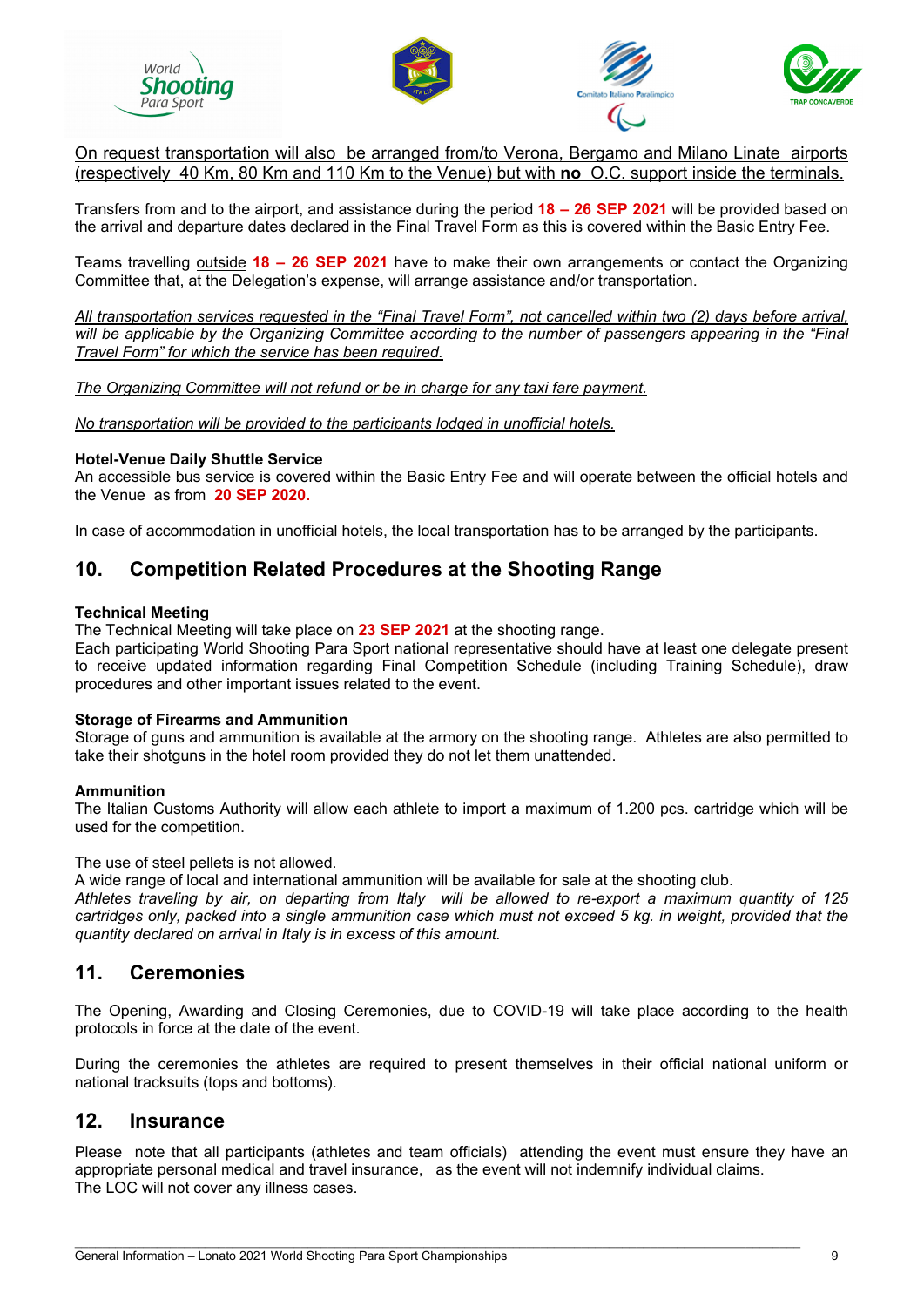On request transportation will also be arranged from/to Verona, Bergamo and Milano Linate airports (respectively 40 Km, 80 Km and 110 Km to the Venue) but with **no** O.C. support inside the terminals.

Transfers from and to the airport, and assistance during the period **18 – 26 SEP 2021** will be provided based on the arrival and departure dates declared in the Final Travel Form as this is covered within the Basic Entry Fee.

Teams travelling outside **18 – 26 SEP 2021** have to make their own arrangements or contact the Organizing Committee that, at the Delegation's expense, will arrange assistance and/or transportation.

*All transportation services requested in the "Final Travel Form", not cancelled within two (2) days before arrival, will be applicable by the Organizing Committee according to the number of passengers appearing in the "Final Travel Form" for which the service has been required.*

*The Organizing Committee will not refund or be in charge for any taxi fare payment.*

*No transportation will be provided to the participants lodged in unofficial hotels.*

**Hotel-Venue Daily Shuttle Service**
An accessible bus service is covered within the Basic Entry Fee and will operate between the official hotels and the Venue as from **20 SEP 2020.**

In case of accommodation in unofficial hotels, the local transportation has to be arranged by the participants.

## 10. Competition Related Procedures at the Shooting Range

**Technical Meeting**
The Technical Meeting will take place on **23 SEP 2021** at the shooting range.
Each participating World Shooting Para Sport national representative should have at least one delegate present to receive updated information regarding Final Competition Schedule (including Training Schedule), draw procedures and other important issues related to the event.

**Storage of Firearms and Ammunition**
Storage of guns and ammunition is available at the armory on the shooting range. Athletes are also permitted to take their shotguns in the hotel room provided they do not let them unattended.

**Ammunition**
The Italian Customs Authority will allow each athlete to import a maximum of 1.200 pcs. cartridge which will be used for the competition.

The use of steel pellets is not allowed.
A wide range of local and international ammunition will be available for sale at the shooting club.
*Athletes traveling by air, on departing from Italy will be allowed to re-export a maximum quantity of 125 cartridges only, packed into a single ammunition case which must not exceed 5 kg. in weight, provided that the quantity declared on arrival in Italy is in excess of this amount.*

## 11. Ceremonies

The Opening, Awarding and Closing Ceremonies, due to COVID-19 will take place according to the health protocols in force at the date of the event.

During the ceremonies the athletes are required to present themselves in their official national uniform or national tracksuits (tops and bottoms).

## 12. Insurance

Please note that all participants (athletes and team officials) attending the event must ensure they have an appropriate personal medical and travel insurance, as the event will not indemnify individual claims.
The LOC will not cover any illness cases.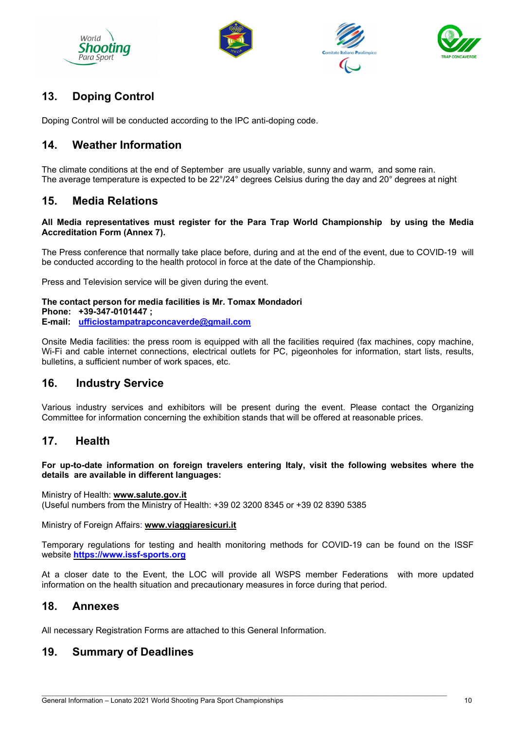## 13. Doping Control

Doping Control will be conducted according to the IPC anti-doping code.

## 14. Weather Information

The climate conditions at the end of September are usually variable, sunny and warm, and some rain.
The average temperature is expected to be 22°/24° degrees Celsius during the day and 20° degrees at night

## 15. Media Relations

**All Media representatives must register for the Para Trap World Championship by using the Media Accreditation Form (Annex 7).**

The Press conference that normally take place before, during and at the end of the event, due to COVID-19 will be conducted according to the health protocol in force at the date of the Championship.

Press and Television service will be given during the event.

**The contact person for media facilities is Mr. Tomax Mondadori**
**Phone: +39-347-0101447 ;**
**E-mail: ufficiostampatrapconcaverde@gmail.com**

Onsite Media facilities: the press room is equipped with all the facilities required (fax machines, copy machine, Wi-Fi and cable internet connections, electrical outlets for PC, pigeonholes for information, start lists, results, bulletins, a sufficient number of work spaces, etc.

## 16. Industry Service

Various industry services and exhibitors will be present during the event. Please contact the Organizing Committee for information concerning the exhibition stands that will be offered at reasonable prices.

## 17. Health

**For up-to-date information on foreign travelers entering Italy, visit the following websites where the details are available in different languages:**

Ministry of Health: **www.salute.gov.it**
(Useful numbers from the Ministry of Health: +39 02 3200 8345 or +39 02 8390 5385

Ministry of Foreign Affairs: **www.viaggiaresicuri.it**

Temporary regulations for testing and health monitoring methods for COVID-19 can be found on the ISSF website **https://www.issf-sports.org**

At a closer date to the Event, the LOC will provide all WSPS member Federations with more updated information on the health situation and precautionary measures in force during that period.

## 18. Annexes

All necessary Registration Forms are attached to this General Information.

## 19. Summary of Deadlines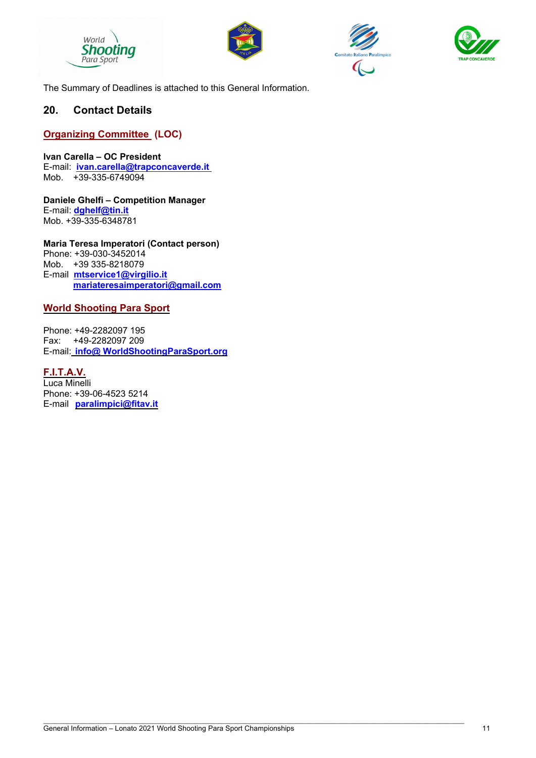The Summary of Deadlines is attached to this General Information.

## 20. Contact Details

### Organizing Committee (LOC)

**Ivan Carella – OC President**
E-mail: **ivan.carella@trapconcaverde.it**
Mob. +39-335-6749094

**Daniele Ghelfi – Competition Manager**
E-mail: **dghelf@tin.it**
Mob. +39-335-6348781

**Maria Teresa Imperatori (Contact person)**
Phone: +39-030-3452014
Mob. +39 335-8218079
E-mail **mtservice1@virgilio.it**
**mariateresaimperatori@gmail.com**

### World Shooting Para Sport

Phone: +49-2282097 195
Fax: +49-2282097 209
E-mail: **info@ WorldShootingParaSport.org**

### F.I.T.A.V.

Luca Minelli
Phone: +39-06-4523 5214
E-mail **paralimpici@fitav.it**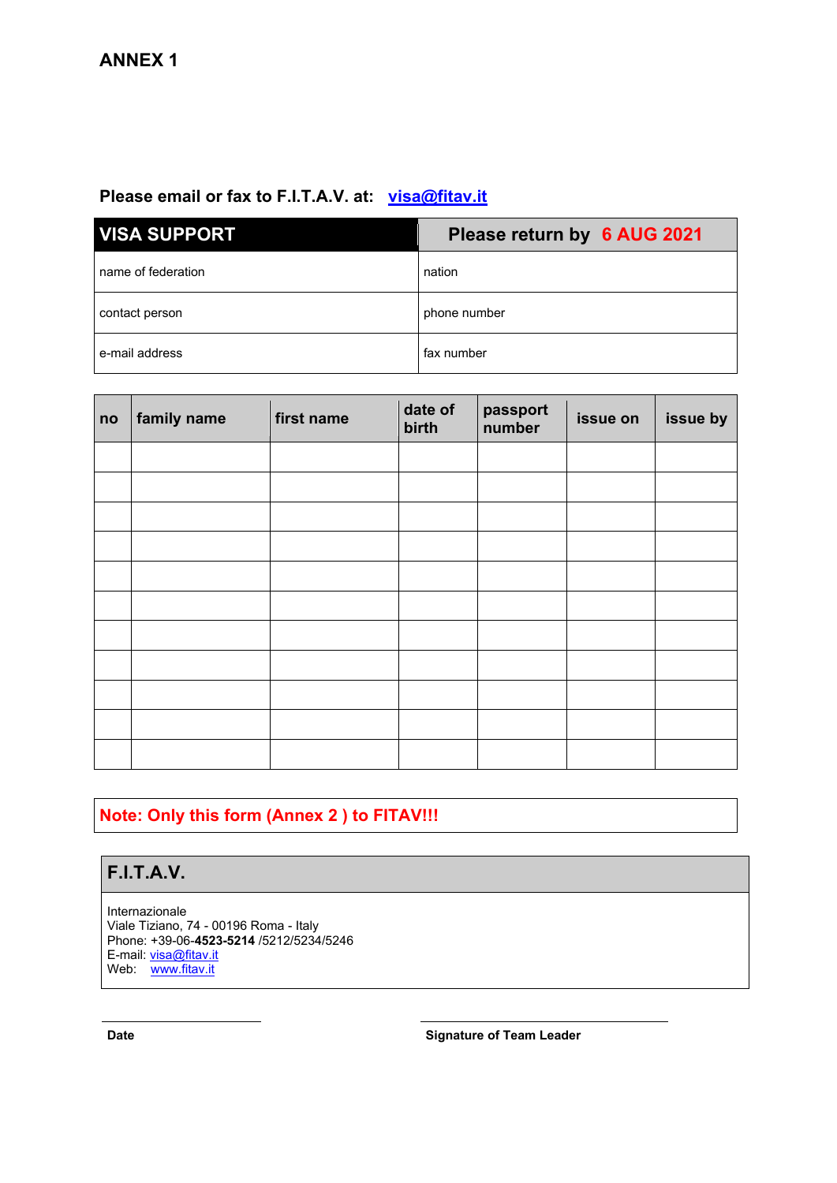# ANNEX 1

**Please email or fax to F.I.T.A.V. at: visa@fitav.it**

| **VISA SUPPORT** | **Please return by 6 AUG 2021** |
|---|---|
| name of federation | nation |
| contact person | phone number |
| e-mail address | fax number |

| no | family name | first name | date of birth | passport number | issue on | issue by |
|---|---|---|---|---|---|---|
| | | | | | | |
| | | | | | | |
| | | | | | | |
| | | | | | | |
| | | | | | | |
| | | | | | | |
| | | | | | | |
| | | | | | | |
| | | | | | | |
| | | | | | | |
| | | | | | | |

**Note: Only this form (Annex 2 ) to FITAV!!!**

## F.I.T.A.V.

Internazionale
Viale Tiziano, 74 - 00196 Roma - Italy
Phone: +39-06-**4523-5214** /5212/5234/5246
E-mail: visa@fitav.it
Web: www.fitav.it

**Date**

**Signature of Team Leader**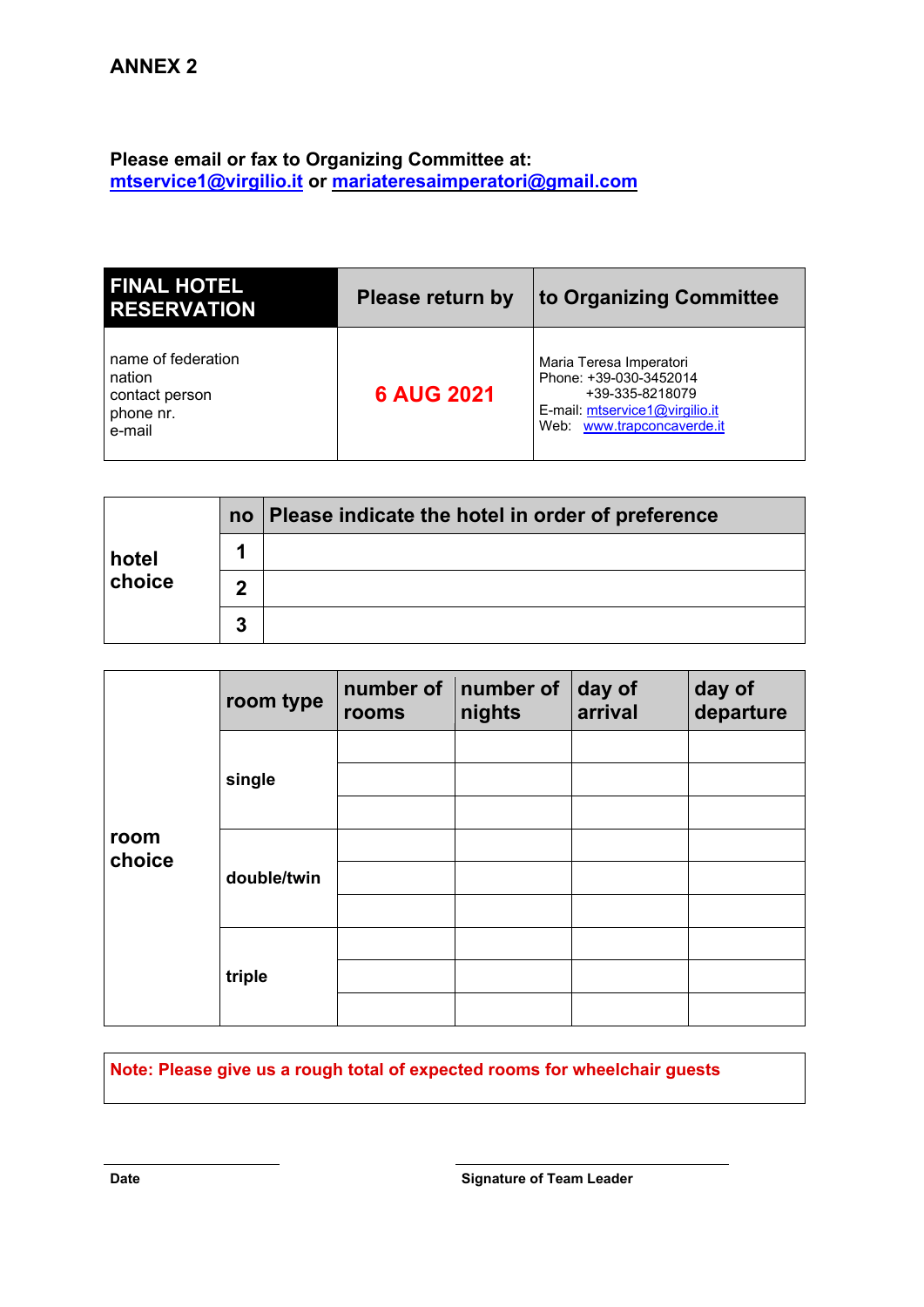## ANNEX 2

**Please email or fax to Organizing Committee at:**
**mtservice1@virgilio.it or mariateresaimperatori@gmail.com**

| FINAL HOTEL RESERVATION | Please return by | to Organizing Committee |
|---|---|---|
| name of federation<br>nation<br>contact person<br>phone nr.<br>e-mail | **6 AUG 2021** | Maria Teresa Imperatori<br>Phone: +39-030-3452014<br>+39-335-8218079<br>E-mail: mtservice1@virgilio.it<br>Web: www.trapconcaverde.it |

| | no | Please indicate the hotel in order of preference |
|---|---|---|
| **hotel choice** | **1** | |
| | **2** | |
| | **3** | |

| | room type | number of rooms | number of nights | day of arrival | day of departure |
|---|---|---|---|---|---|
| **room choice** | **single** | | | | |
| | | | | | |
| | | | | | |
| | **double/twin** | | | | |
| | | | | | |
| | | | | | |
| | **triple** | | | | |
| | | | | | |
| | | | | | |

**Note: Please give us a rough total of expected rooms for wheelchair guests**

**Date** ______________________ **Signature of Team Leader** ______________________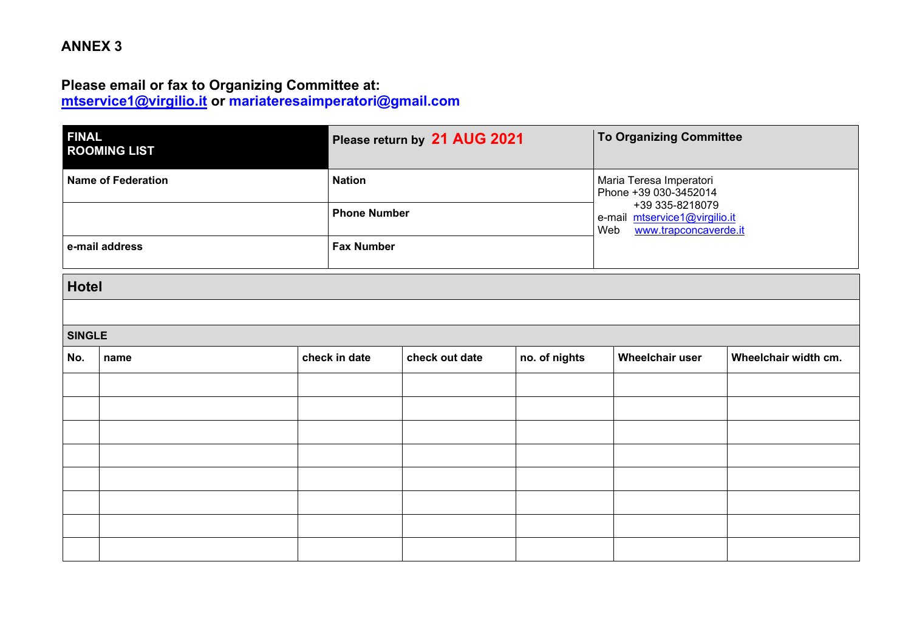## ANNEX 3

**Please email or fax to Organizing Committee at:**
**mtservice1@virgilio.it or mariateresaimperatori@gmail.com**

| **FINAL ROOMING LIST** | **Please return by 21 AUG 2021** | **To Organizing Committee** |
|---|---|---|
| **Name of Federation** | **Nation** | Maria Teresa Imperatori<br>Phone +39 030-3452014<br>+39 335-8218079<br>e-mail mtservice1@virgilio.it<br>Web www.trapconcaverde.it |
| | **Phone Number** | |
| **e-mail address** | **Fax Number** | |

| **Hotel** | | | | | | |
|---|---|---|---|---|---|---|
| | | | | | | |
| **SINGLE** | | | | | | |
| **No.** | **name** | **check in date** | **check out date** | **no. of nights** | **Wheelchair user** | **Wheelchair width cm.** |
| | | | | | | |
| | | | | | | |
| | | | | | | |
| | | | | | | |
| | | | | | | |
| | | | | | | |
| | | | | | | |
| | | | | | | |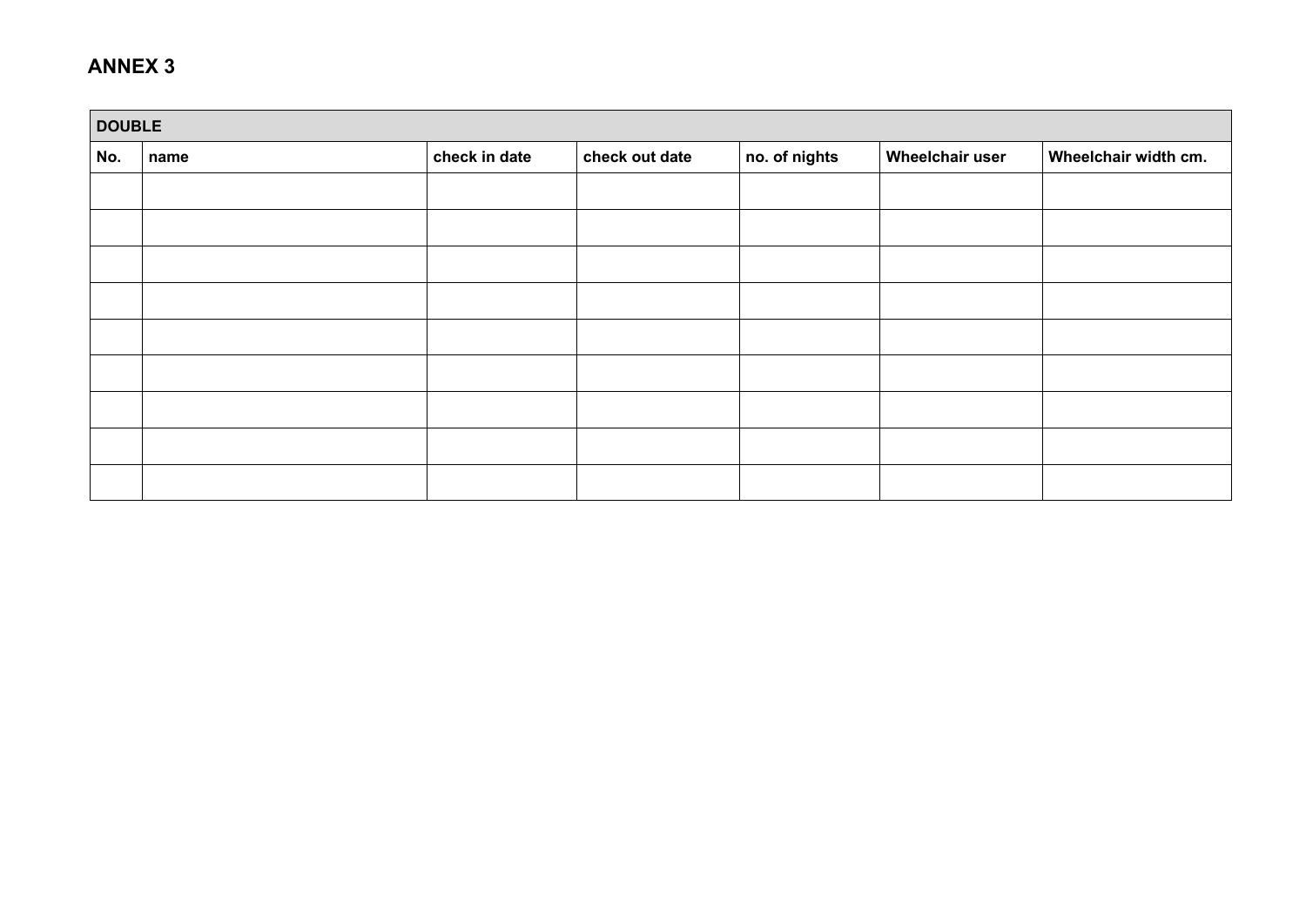# ANNEX 3

| DOUBLE | | | | | | |
|---|---|---|---|---|---|---|
| No. | name | check in date | check out date | no. of nights | Wheelchair user | Wheelchair width cm. |
| | | | | | | |
| | | | | | | |
| | | | | | | |
| | | | | | | |
| | | | | | | |
| | | | | | | |
| | | | | | | |
| | | | | | | |
| | | | | | | |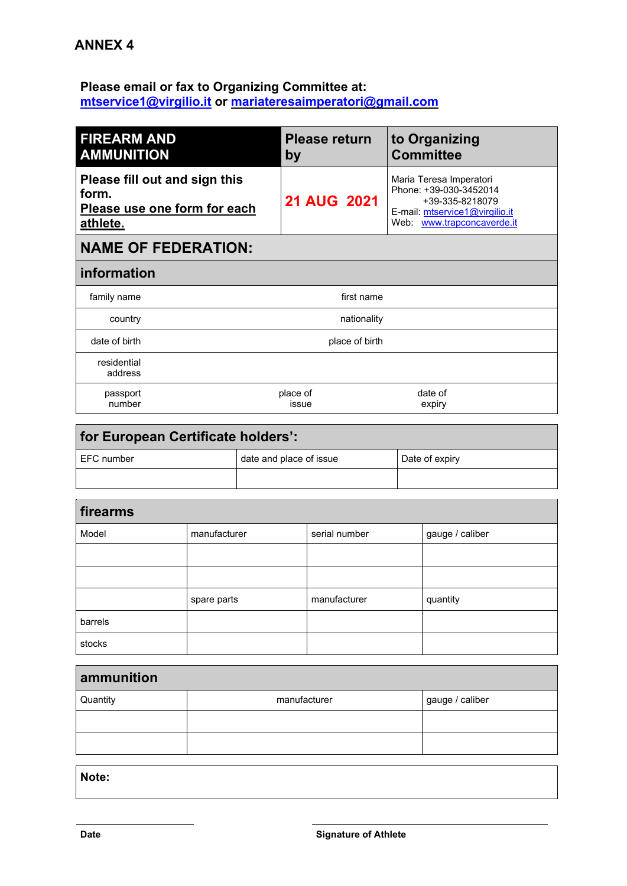# ANNEX 4

**Please email or fax to Organizing Committee at:**
**mtservice1@virgilio.it or mariateresaimperatori@gmail.com**

| FIREARM AND AMMUNITION | Please return by | to Organizing Committee |
|---|---|---|
| **Please fill out and sign this form.** **Please use one form for each athlete.** | **21 AUG 2021** | Maria Teresa Imperatori Phone: +39-030-3452014 +39-335-8218079 E-mail: mtservice1@virgilio.it Web: www.trapconcaverde.it |

## NAME OF FEDERATION:

| information | | | | | |
|---|---|---|---|---|---|
| family name | | first name | | | |
| country | | nationality | | | |
| date of birth | | place of birth | | | |
| residential address | | | | | |
| passport number | | place of issue | | date of expiry | |

| for European Certificate holders': | | |
|---|---|---|
| EFC number | date and place of issue | Date of expiry |
| | | |

| firearms | | | |
|---|---|---|---|
| Model | manufacturer | serial number | gauge / caliber |
| | | | |
| | | | |
| | spare parts | manufacturer | quantity |
| barrels | | | |
| stocks | | | |

| ammunition | | |
|---|---|---|
| Quantity | manufacturer | gauge / caliber |
| | | |
| | | |

**Note:**

**Date**

**Signature of Athlete**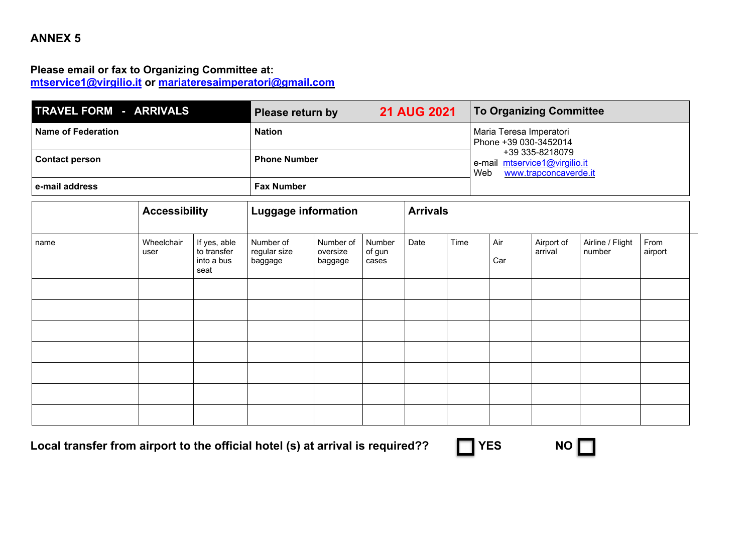## ANNEX 5

**Please email or fax to Organizing Committee at:**
**mtservice1@virgilio.it** **or** **mariateresaimperatori@gmail.com**

| **TRAVEL FORM - ARRIVALS** | **Please return by 21 AUG 2021** | **To Organizing Committee** |
|---|---|---|
| **Name of Federation** | **Nation** | Maria Teresa Imperatori<br>Phone +39 030-3452014<br>+39 335-8218079<br>e-mail mtservice1@virgilio.it<br>Web www.trapconcaverde.it |
| **Contact person** | **Phone Number** | |
| **e-mail address** | **Fax Number** | |

| | **Accessibility** | | **Luggage information** | | | **Arrivals** | | | | | |
|---|---|---|---|---|---|---|---|---|---|---|---|
| name | Wheelchair user | If yes, able to transfer into a bus seat | Number of regular size baggage | Number of oversize baggage | Number of gun cases | Date | Time | Air<br>Car | Airport of arrival | Airline / Flight number | From airport |
| | | | | | | | | | | | |
| | | | | | | | | | | | |
| | | | | | | | | | | | |
| | | | | | | | | | | | |
| | | | | | | | | | | | |
| | | | | | | | | | | | |
| | | | | | | | | | | | |

**Local transfer from airport to the official hotel (s) at arrival is required??** ☐ **YES** **NO** ☐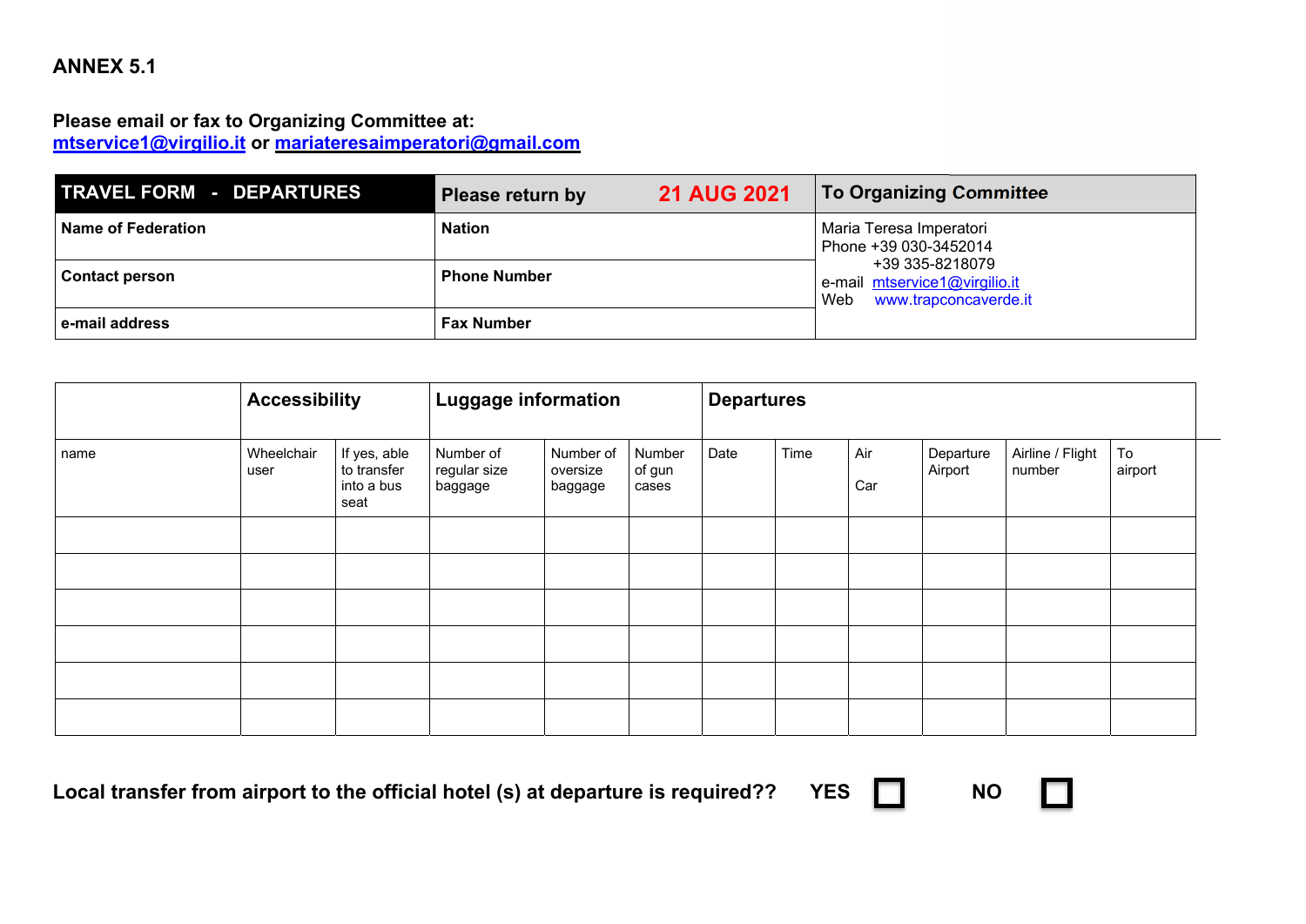# ANNEX 5.1

**Please email or fax to Organizing Committee at:**
**mtservice1@virgilio.it or mariateresaimperatori@gmail.com**

| **TRAVEL FORM - DEPARTURES** | **Please return by** **21 AUG 2021** | **To Organizing Committee** |
|---|---|---|
| **Name of Federation** | **Nation** | Maria Teresa Imperatori<br>Phone +39 030-3452014<br>+39 335-8218079<br>e-mail mtservice1@virgilio.it<br>Web www.trapconcaverde.it |
| **Contact person** | **Phone Number** | |
| **e-mail address** | **Fax Number** | |

| | **Accessibility** | | **Luggage information** | | | **Departures** | | | | | |
|---|---|---|---|---|---|---|---|---|---|---|---|
| name | Wheelchair user | If yes, able to transfer into a bus seat | Number of regular size baggage | Number of oversize baggage | Number of gun cases | Date | Time | Air<br>Car | Departure Airport | Airline / Flight number | To airport |
| | | | | | | | | | | | |
| | | | | | | | | | | | |
| | | | | | | | | | | | |
| | | | | | | | | | | | |
| | | | | | | | | | | | |
| | | | | | | | | | | | |

**Local transfer from airport to the official hotel (s) at departure is required?? YES ☐ NO ☐**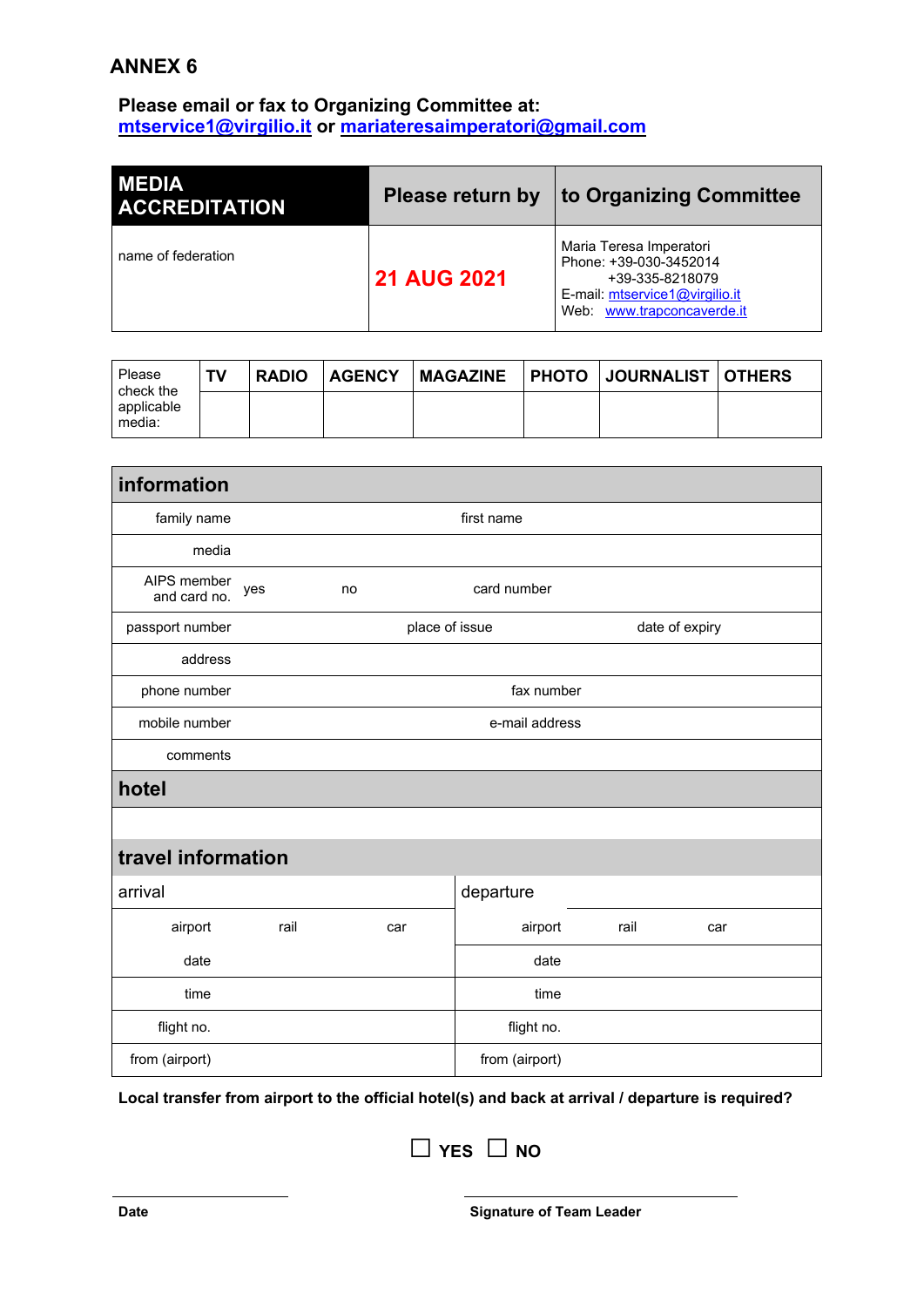# ANNEX 6

**Please email or fax to Organizing Committee at:**
**mtservice1@virgilio.it or mariateresaimperatori@gmail.com**

| **MEDIA ACCREDITATION** | **Please return by** | **to Organizing Committee** |
|---|---|---|
| name of federation | **21 AUG 2021** | Maria Teresa Imperatori<br>Phone: +39-030-3452014<br>+39-335-8218079<br>E-mail: mtservice1@virgilio.it<br>Web: www.trapconcaverde.it |

| Please check the applicable media: | TV | RADIO | AGENCY | MAGAZINE | PHOTO | JOURNALIST | OTHERS |
|---|---|---|---|---|---|---|---|
| | | | | | | | |

| **information** | | | | |
|---|---|---|---|---|
| family name | | first name | | |
| media | | | | |
| AIPS member and card no. | yes | no | card number | |
| passport number | | place of issue | | date of expiry |
| address | | | | |
| phone number | | fax number | | |
| mobile number | | e-mail address | | |
| comments | | | | |

| **hotel** |
|---|
| |

| **travel information** | | | | | |
|---|---|---|---|---|---|
| arrival | | | departure | | |
| airport | rail | car | airport | rail | car |
| date | | | date | | |
| time | | | time | | |
| flight no. | | | flight no. | | |
| from (airport) | | | from (airport) | | |

**Local transfer from airport to the official hotel(s) and back at arrival / departure is required?**

☐ **YES** ☐ **NO**

**Date** ____________________ **Signature of Team Leader** ____________________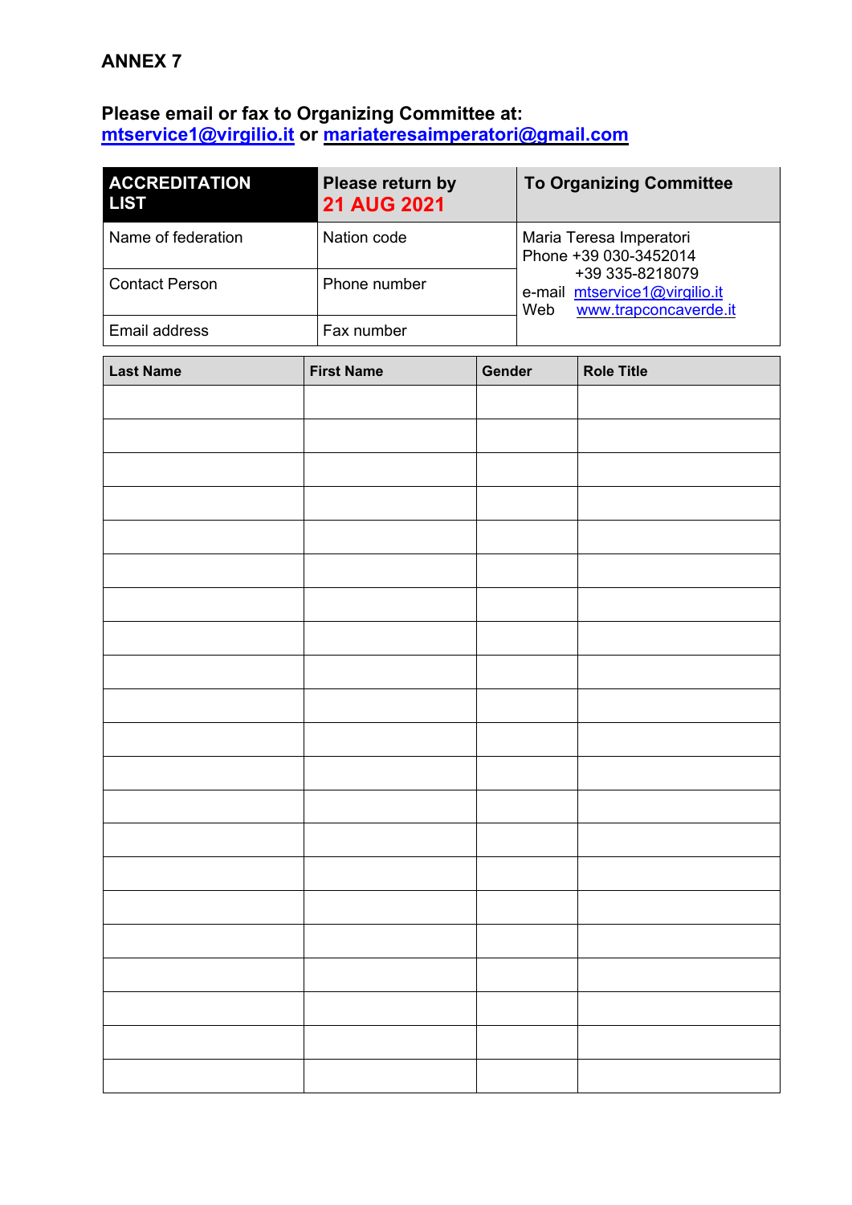## ANNEX 7

**Please email or fax to Organizing Committee at:**
**mtservice1@virgilio.it or mariateresaimperatori@gmail.com**

| ACCREDITATION LIST | Please return by **21 AUG 2021** | To Organizing Committee |
|---|---|---|
| Name of federation | Nation code | Maria Teresa Imperatori<br>Phone +39 030-3452014<br>+39 335-8218079<br>e-mail mtservice1@virgilio.it<br>Web www.trapconcaverde.it |
| Contact Person | Phone number | |
| Email address | Fax number | |

| Last Name | First Name | Gender | Role Title |
|---|---|---|---|
| | | | |
| | | | |
| | | | |
| | | | |
| | | | |
| | | | |
| | | | |
| | | | |
| | | | |
| | | | |
| | | | |
| | | | |
| | | | |
| | | | |
| | | | |
| | | | |
| | | | |
| | | | |
| | | | |
| | | | |
| | | | |